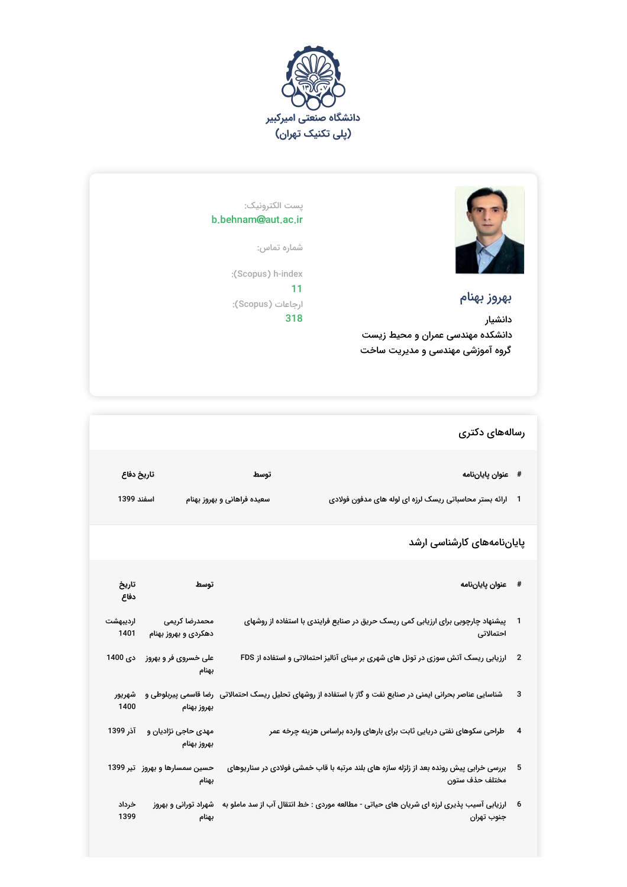دانشگاه صنعتی امیرکبیر
(پلی تکنیک تهران)

## بهروز بهنام

**دانشیار**
**دانشکده مهندسی عمران و محیط زیست**
**گروه آموزشی مهندسی و مدیریت ساخت**

پست الکترونیک:
b.behnam@aut.ac.ir

شماره تماس:

h-index (Scopus):
11

ارجاعات (Scopus):
318

## رساله‌های دکتری

| # | عنوان پایان‌نامه | توسط | تاریخ دفاع |
|---|---|---|---|
| 1 | ارائه بستر محاسباتی ریسک لرزه ای لوله های مدفون فولادی | سعیده فراهانی و بهروز بهنام | اسفند 1399 |

## پایان‌نامه‌های کارشناسی ارشد

| # | عنوان پایان‌نامه | توسط | تاریخ دفاع |
|---|---|---|---|
| 1 | پیشنهاد چارچوبی برای ارزیابی کمی ریسک حریق در صنایع فرایندی با استفاده از روشهای احتمالاتی | محمدرضا کریمی دهکردی و بهروز بهنام | اردیبهشت 1401 |
| 2 | ارزیابی ریسک آتش سوزی در تونل های شهری بر مبنای آنالیز احتمالاتی و استفاده از FDS | علی خسروی فر و بهروز بهنام | دی 1400 |
| 3 | شناسایی عناصر بحرانی ایمنی در صنایع نفت و گاز با استفاده از روشهای تحلیل ریسک احتمالاتی | رضا قاسمی پیربلوطی و بهروز بهنام | شهریور 1400 |
| 4 | طراحی سکوهای نفتی دریایی ثابت برای بارهای وارده براساس هزینه چرخه عمر | مهدی حاجی نژادیان و بهروز بهنام | آذر 1399 |
| 5 | بررسی خرابی پیش رونده بعد از زلزله سازه های بلند مرتبه با قاب خمشی فولادی در سناریوهای مختلف حذف ستون | حسین سمسارها و بهروز بهنام | تیر 1399 |
| 6 | ارزیابی آسیب پذیری لرزه ای شریان های حیاتی - مطالعه موردی : خط انتقال آب از سد ماملو به جنوب تهران | شهراد تورانی و بهروز بهنام | خرداد 1399 |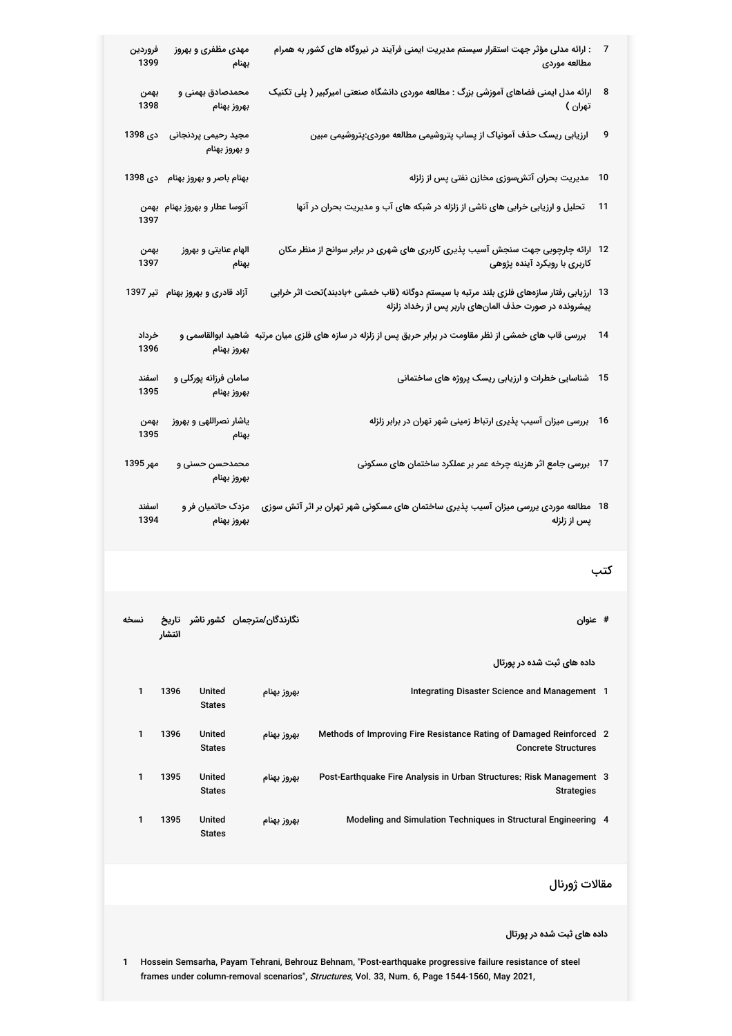| # | عنوان | نگارندگان | تاریخ |
|---|---|---|---|
| 7 | : ارائه مدلی مؤثر جهت استقرار سیستم مدیریت ایمنی فرآیند در نیروگاه های کشور به همرام مطالعه موردی | مهدی مظفری و بهروز بهنام | فروردین 1399 |
| 8 | ارائه مدل ایمنی فضاهای آموزشی بزرگ : مطالعه موردی دانشگاه صنعتی امیرکبیر ( پلی تکنیک تهران ) | محمدصادق بهمنی و بهروز بهنام | بهمن 1398 |
| 9 | ارزیابی ریسک حذف آمونیاک از پساب پتروشیمی مطالعه موردی:پتروشیمی مبین | مجید رحیمی پردنجانی و بهروز بهنام | دی 1398 |
| 10 | مدیریت بحران آتش‌سوزی مخازن نفتی پس از زلزله | بهنام باصر و بهروز بهنام | دی 1398 |
| 11 | تحلیل و ارزیابی خرابی های ناشی از زلزله در شبکه های آب و مدیریت بحران در آنها | آتوسا عطار و بهروز بهنام | بهمن 1397 |
| 12 | ارائه چارچوبی جهت سنجش آسیب پذیری کاربری های شهری در برابر سوانح از منظر مکان کاربری با رویکرد آینده پژوهی | الهام عنایتی و بهروز بهنام | بهمن 1397 |
| 13 | ارزیابی رفتار سازه‌های فلزی بلند مرتبه با سیستم دوگانه (قاب خمشی +بادبند)تحت اثر خرابی پیشرونده در صورت حذف المان‌های باربر پس از رخداد زلزله | آزاد قادری و بهروز بهنام | تیر 1397 |
| 14 | بررسی قاب های خمشی از نظر مقاومت در برابر حریق پس از زلزله در سازه های فلزی میان مرتبه | شاهید ابوالقاسمی و بهروز بهنام | خرداد 1396 |
| 15 | شناسایی خطرات و ارزیابی ریسک پروژه های ساختمانی | سامان فرزانه پورکلی و بهروز بهنام | اسفند 1395 |
| 16 | بررسی میزان آسیب پذیری ارتباط زمینی شهر تهران در برابر زلزله | یاشار نصراللهی و بهروز بهنام | بهمن 1395 |
| 17 | بررسی جامع اثر هزینه چرخه عمر بر عملکرد ساختمان های مسکونی | محمدحسن حسنی و بهروز بهنام | مهر 1395 |
| 18 | مطالعه موردی بررسی میزان آسیب پذیری ساختمان های مسکونی شهر تهران بر اثر آتش سوزی پس از زلزله | مزدک حاتمیان فر و بهروز بهنام | اسفند 1394 |

## کتب

**داده های ثبت شده در پورتال**

| # | عنوان | نگارندگان/مترجمان | کشور ناشر | تاریخ انتشار | نسخه |
|---|---|---|---|---|---|
| 1 | Integrating Disaster Science and Management | بهروز بهنام | United States | 1396 | 1 |
| 2 | Methods of Improving Fire Resistance Rating of Damaged Reinforced Concrete Structures | بهروز بهنام | United States | 1396 | 1 |
| 3 | Post-Earthquake Fire Analysis in Urban Structures: Risk Management Strategies | بهروز بهنام | United States | 1395 | 1 |
| 4 | Modeling and Simulation Techniques in Structural Engineering | بهروز بهنام | United States | 1395 | 1 |

## مقالات ژورنال

**داده های ثبت شده در پورتال**

1. Hossein Semsarha, Payam Tehrani, Behrouz Behnam, "Post-earthquake progressive failure resistance of steel frames under column-removal scenarios", *Structures*, Vol. 33, Num. 6, Page 1544-1560, May 2021,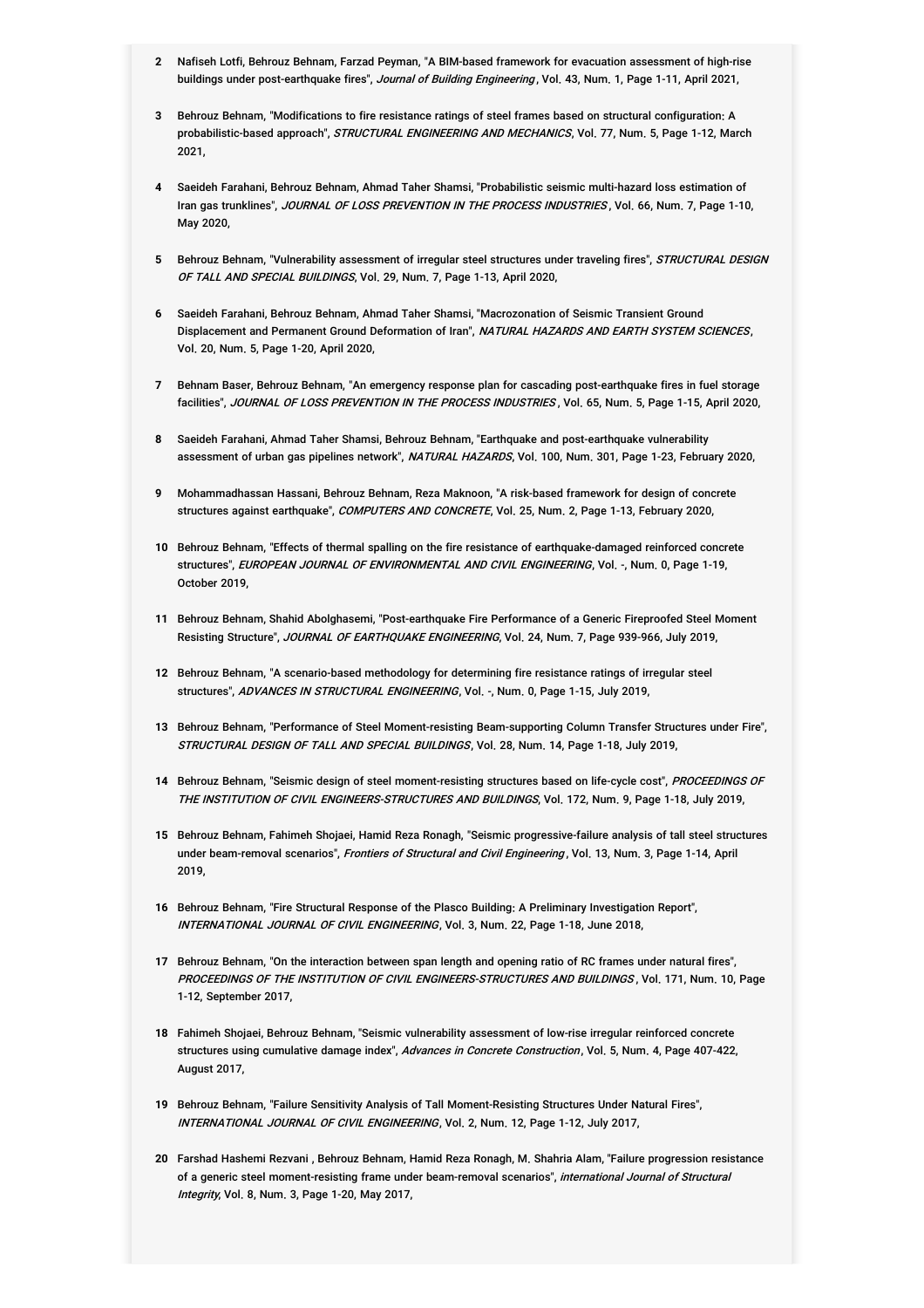2. Nafiseh Lotfi, Behrouz Behnam, Farzad Peyman, "A BIM-based framework for evacuation assessment of high-rise buildings under post-earthquake fires", *Journal of Building Engineering*, Vol. 43, Num. 1, Page 1-11, April 2021,

3. Behrouz Behnam, "Modifications to fire resistance ratings of steel frames based on structural configuration: A probabilistic-based approach", *STRUCTURAL ENGINEERING AND MECHANICS*, Vol. 77, Num. 5, Page 1-12, March 2021,

4. Saeideh Farahani, Behrouz Behnam, Ahmad Taher Shamsi, "Probabilistic seismic multi-hazard loss estimation of Iran gas trunklines", *JOURNAL OF LOSS PREVENTION IN THE PROCESS INDUSTRIES*, Vol. 66, Num. 7, Page 1-10, May 2020,

5. Behrouz Behnam, "Vulnerability assessment of irregular steel structures under traveling fires", *STRUCTURAL DESIGN OF TALL AND SPECIAL BUILDINGS*, Vol. 29, Num. 7, Page 1-13, April 2020,

6. Saeideh Farahani, Behrouz Behnam, Ahmad Taher Shamsi, "Macrozonation of Seismic Transient Ground Displacement and Permanent Ground Deformation of Iran", *NATURAL HAZARDS AND EARTH SYSTEM SCIENCES*, Vol. 20, Num. 5, Page 1-20, April 2020,

7. Behnam Baser, Behrouz Behnam, "An emergency response plan for cascading post-earthquake fires in fuel storage facilities", *JOURNAL OF LOSS PREVENTION IN THE PROCESS INDUSTRIES*, Vol. 65, Num. 5, Page 1-15, April 2020,

8. Saeideh Farahani, Ahmad Taher Shamsi, Behrouz Behnam, "Earthquake and post-earthquake vulnerability assessment of urban gas pipelines network", *NATURAL HAZARDS*, Vol. 100, Num. 301, Page 1-23, February 2020,

9. Mohammadhassan Hassani, Behrouz Behnam, Reza Maknoon, "A risk-based framework for design of concrete structures against earthquake", *COMPUTERS AND CONCRETE*, Vol. 25, Num. 2, Page 1-13, February 2020,

10. Behrouz Behnam, "Effects of thermal spalling on the fire resistance of earthquake-damaged reinforced concrete structures", *EUROPEAN JOURNAL OF ENVIRONMENTAL AND CIVIL ENGINEERING*, Vol. -, Num. 0, Page 1-19, October 2019,

11. Behrouz Behnam, Shahid Abolghasemi, "Post-earthquake Fire Performance of a Generic Fireproofed Steel Moment Resisting Structure", *JOURNAL OF EARTHQUAKE ENGINEERING*, Vol. 24, Num. 7, Page 939-966, July 2019,

12. Behrouz Behnam, "A scenario-based methodology for determining fire resistance ratings of irregular steel structures", *ADVANCES IN STRUCTURAL ENGINEERING*, Vol. -, Num. 0, Page 1-15, July 2019,

13. Behrouz Behnam, "Performance of Steel Moment-resisting Beam-supporting Column Transfer Structures under Fire", *STRUCTURAL DESIGN OF TALL AND SPECIAL BUILDINGS*, Vol. 28, Num. 14, Page 1-18, July 2019,

14. Behrouz Behnam, "Seismic design of steel moment-resisting structures based on life-cycle cost", *PROCEEDINGS OF THE INSTITUTION OF CIVIL ENGINEERS-STRUCTURES AND BUILDINGS*, Vol. 172, Num. 9, Page 1-18, July 2019,

15. Behrouz Behnam, Fahimeh Shojaei, Hamid Reza Ronagh, "Seismic progressive-failure analysis of tall steel structures under beam-removal scenarios", *Frontiers of Structural and Civil Engineering*, Vol. 13, Num. 3, Page 1-14, April 2019,

16. Behrouz Behnam, "Fire Structural Response of the Plasco Building: A Preliminary Investigation Report", *INTERNATIONAL JOURNAL OF CIVIL ENGINEERING*, Vol. 3, Num. 22, Page 1-18, June 2018,

17. Behrouz Behnam, "On the interaction between span length and opening ratio of RC frames under natural fires", *PROCEEDINGS OF THE INSTITUTION OF CIVIL ENGINEERS-STRUCTURES AND BUILDINGS*, Vol. 171, Num. 10, Page 1-12, September 2017,

18. Fahimeh Shojaei, Behrouz Behnam, "Seismic vulnerability assessment of low-rise irregular reinforced concrete structures using cumulative damage index", *Advances in Concrete Construction*, Vol. 5, Num. 4, Page 407-422, August 2017,

19. Behrouz Behnam, "Failure Sensitivity Analysis of Tall Moment-Resisting Structures Under Natural Fires", *INTERNATIONAL JOURNAL OF CIVIL ENGINEERING*, Vol. 2, Num. 12, Page 1-12, July 2017,

20. Farshad Hashemi Rezvani , Behrouz Behnam, Hamid Reza Ronagh, M. Shahria Alam, "Failure progression resistance of a generic steel moment-resisting frame under beam-removal scenarios", *international Journal of Structural Integrity*, Vol. 8, Num. 3, Page 1-20, May 2017,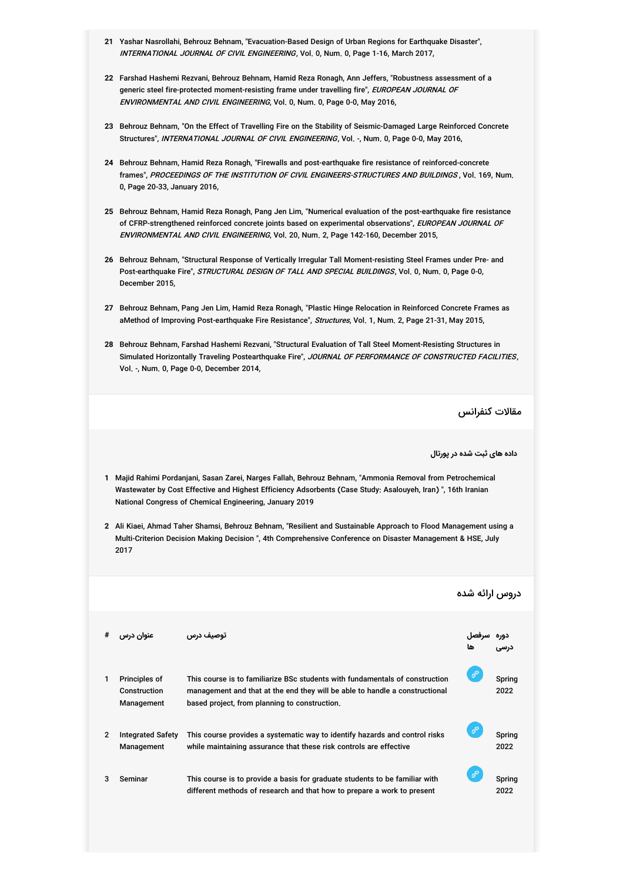21. Yashar Nasrollahi, Behrouz Behnam, "Evacuation-Based Design of Urban Regions for Earthquake Disaster", *INTERNATIONAL JOURNAL OF CIVIL ENGINEERING*, Vol. 0, Num. 0, Page 1-16, March 2017,

22. Farshad Hashemi Rezvani, Behrouz Behnam, Hamid Reza Ronagh, Ann Jeffers, "Robustness assessment of a generic steel fire-protected moment-resisting frame under travelling fire", *EUROPEAN JOURNAL OF ENVIRONMENTAL AND CIVIL ENGINEERING*, Vol. 0, Num. 0, Page 0-0, May 2016,

23. Behrouz Behnam, "On the Effect of Travelling Fire on the Stability of Seismic-Damaged Large Reinforced Concrete Structures", *INTERNATIONAL JOURNAL OF CIVIL ENGINEERING*, Vol. -, Num. 0, Page 0-0, May 2016,

24. Behrouz Behnam, Hamid Reza Ronagh, "Firewalls and post-earthquake fire resistance of reinforced-concrete frames", *PROCEEDINGS OF THE INSTITUTION OF CIVIL ENGINEERS-STRUCTURES AND BUILDINGS* , Vol. 169, Num. 0, Page 20-33, January 2016,

25. Behrouz Behnam, Hamid Reza Ronagh, Pang Jen Lim, "Numerical evaluation of the post-earthquake fire resistance of CFRP-strengthened reinforced concrete joints based on experimental observations", *EUROPEAN JOURNAL OF ENVIRONMENTAL AND CIVIL ENGINEERING*, Vol. 20, Num. 2, Page 142-160, December 2015,

26. Behrouz Behnam, "Structural Response of Vertically Irregular Tall Moment-resisting Steel Frames under Pre- and Post-earthquake Fire", *STRUCTURAL DESIGN OF TALL AND SPECIAL BUILDINGS*, Vol. 0, Num. 0, Page 0-0, December 2015,

27. Behrouz Behnam, Pang Jen Lim, Hamid Reza Ronagh, "Plastic Hinge Relocation in Reinforced Concrete Frames as aMethod of Improving Post-earthquake Fire Resistance", *Structures*, Vol. 1, Num. 2, Page 21-31, May 2015,

28. Behrouz Behnam, Farshad Hashemi Rezvani, "Structural Evaluation of Tall Steel Moment-Resisting Structures in Simulated Horizontally Traveling Postearthquake Fire", *JOURNAL OF PERFORMANCE OF CONSTRUCTED FACILITIES*, Vol. -, Num. 0, Page 0-0, December 2014,

## مقالات کنفرانس

**داده های ثبت شده در پورتال**

1. Majid Rahimi Pordanjani, Sasan Zarei, Narges Fallah, Behrouz Behnam, "Ammonia Removal from Petrochemical Wastewater by Cost Effective and Highest Efficiency Adsorbents (Case Study: Asalouyeh, Iran) ", 16th Iranian National Congress of Chemical Engineering, January 2019

2. Ali Kiaei, Ahmad Taher Shamsi, Behrouz Behnam, "Resilient and Sustainable Approach to Flood Management using a Multi-Criterion Decision Making Decision ", 4th Comprehensive Conference on Disaster Management & HSE, July 2017

## دروس ارائه شده

| # | عنوان درس | توصیف درس | سرفصل ها | دوره درسی |
|---|---|---|---|---|
| 1 | Principles of Construction Management | This course is to familiarize BSc students with fundamentals of construction management and that at the end they will be able to handle a constructional based project, from planning to construction. | | Spring 2022 |
| 2 | Integrated Safety Management | This course provides a systematic way to identify hazards and control risks while maintaining assurance that these risk controls are effective | | Spring 2022 |
| 3 | Seminar | This course is to provide a basis for graduate students to be familiar with different methods of research and that how to prepare a work to present | | Spring 2022 |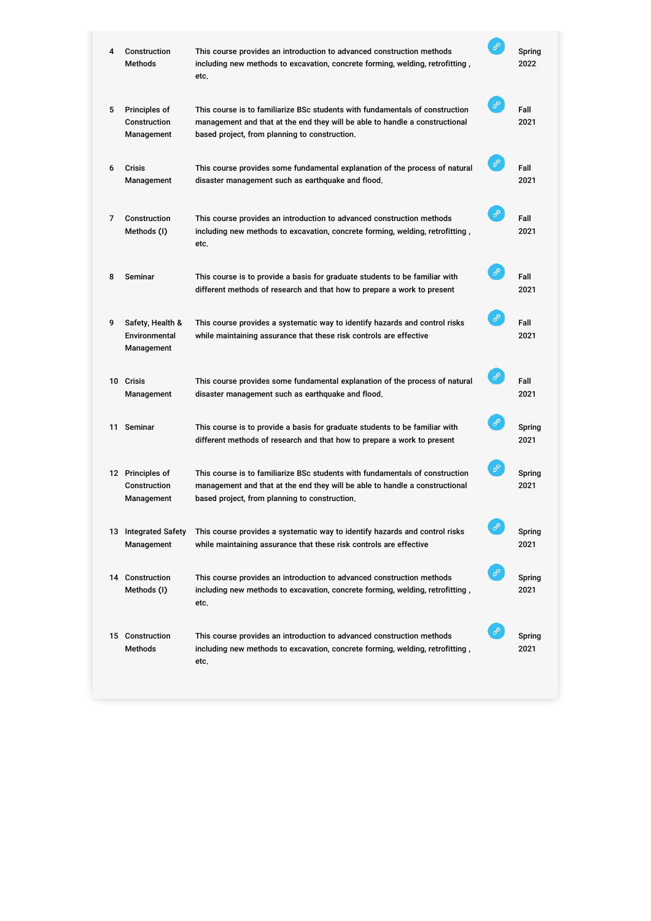| | | | | |
|---|---|---|---|---|
| 4 | Construction Methods | This course provides an introduction to advanced construction methods including new methods to excavation, concrete forming, welding, retrofitting , etc. | | Spring 2022 |
| 5 | Principles of Construction Management | This course is to familiarize BSc students with fundamentals of construction management and that at the end they will be able to handle a constructional based project, from planning to construction. | | Fall 2021 |
| 6 | Crisis Management | This course provides some fundamental explanation of the process of natural disaster management such as earthquake and flood. | | Fall 2021 |
| 7 | Construction Methods (I) | This course provides an introduction to advanced construction methods including new methods to excavation, concrete forming, welding, retrofitting , etc. | | Fall 2021 |
| 8 | Seminar | This course is to provide a basis for graduate students to be familiar with different methods of research and that how to prepare a work to present | | Fall 2021 |
| 9 | Safety, Health & Environmental Management | This course provides a systematic way to identify hazards and control risks while maintaining assurance that these risk controls are effective | | Fall 2021 |
| 10 | Crisis Management | This course provides some fundamental explanation of the process of natural disaster management such as earthquake and flood. | | Fall 2021 |
| 11 | Seminar | This course is to provide a basis for graduate students to be familiar with different methods of research and that how to prepare a work to present | | Spring 2021 |
| 12 | Principles of Construction Management | This course is to familiarize BSc students with fundamentals of construction management and that at the end they will be able to handle a constructional based project, from planning to construction. | | Spring 2021 |
| 13 | Integrated Safety Management | This course provides a systematic way to identify hazards and control risks while maintaining assurance that these risk controls are effective | | Spring 2021 |
| 14 | Construction Methods (I) | This course provides an introduction to advanced construction methods including new methods to excavation, concrete forming, welding, retrofitting , etc. | | Spring 2021 |
| 15 | Construction Methods | This course provides an introduction to advanced construction methods including new methods to excavation, concrete forming, welding, retrofitting , etc. | | Spring 2021 |